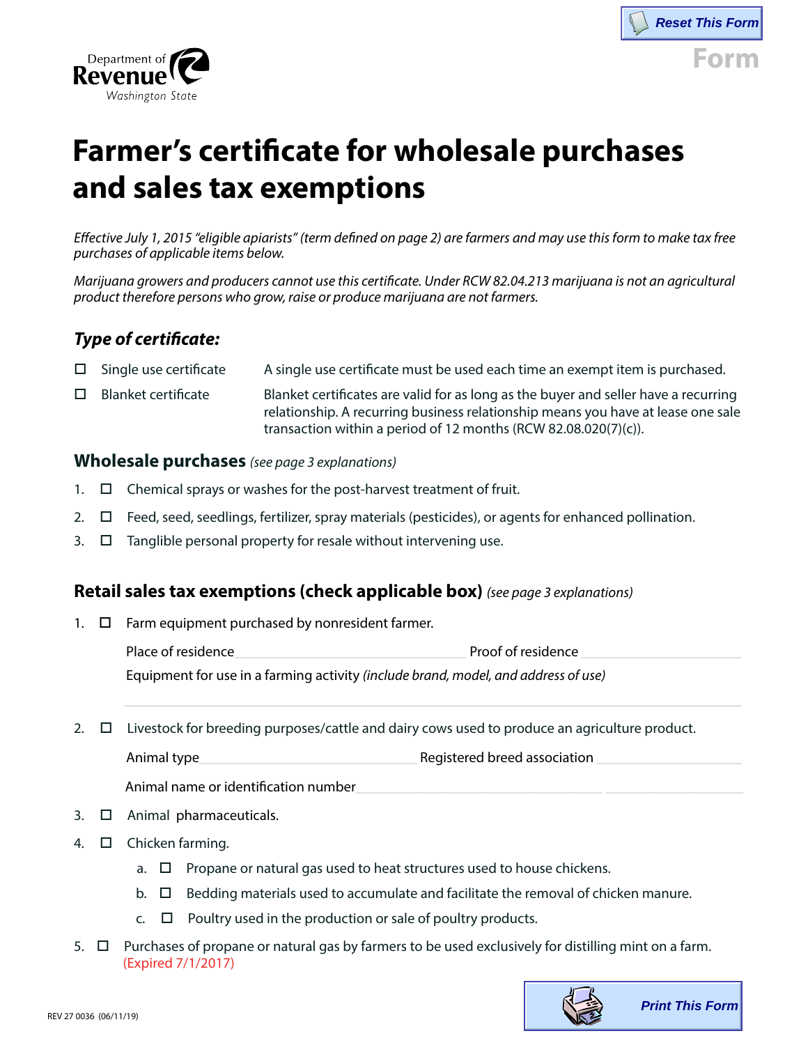Department of Revenue Washington State

Form

# Farmer's certificate for wholesale purchases and sales tax exemptions

*Effective July 1, 2015 "eligible apiarists" (term defined on page 2) are farmers and may use this form to make tax free purchases of applicable items below.*

*Marijuana growers and producers cannot use this certificate. Under RCW 82.04.213 marijuana is not an agricultural product therefore persons who grow, raise or produce marijuana are not farmers.*

## *Type of certificate:*

- ☐ Single use certificate — A single use certificate must be used each time an exempt item is purchased.
- ☐ Blanket certificate — Blanket certificates are valid for as long as the buyer and seller have a recurring relationship. A recurring business relationship means you have at lease one sale transaction within a period of 12 months (RCW 82.08.020(7)(c)).

## Wholesale purchases *(see page 3 explanations)*

1. ☐ Chemical sprays or washes for the post-harvest treatment of fruit.
2. ☐ Feed, seed, seedlings, fertilizer, spray materials (pesticides), or agents for enhanced pollination.
3. ☐ Tanglible personal property for resale without intervening use.

## Retail sales tax exemptions (check applicable box) *(see page 3 explanations)*

1. ☐ Farm equipment purchased by nonresident farmer.

   Place of residence ______________________ Proof of residence ______________________

   Equipment for use in a farming activity *(include brand, model, and address of use)*

   ____________________________________________________________

2. ☐ Livestock for breeding purposes/cattle and dairy cows used to produce an agriculture product.

   Animal type ______________________ Registered breed association ______________________

   Animal name or identification number ______________________

3. ☐ Animal pharmaceuticals.
4. ☐ Chicken farming.
   - a. ☐ Propane or natural gas used to heat structures used to house chickens.
   - b. ☐ Bedding materials used to accumulate and facilitate the removal of chicken manure.
   - c. ☐ Poultry used in the production or sale of poultry products.
5. ☐ Purchases of propane or natural gas by farmers to be used exclusively for distilling mint on a farm. (Expired 7/1/2017)

REV 27 0036 (06/11/19)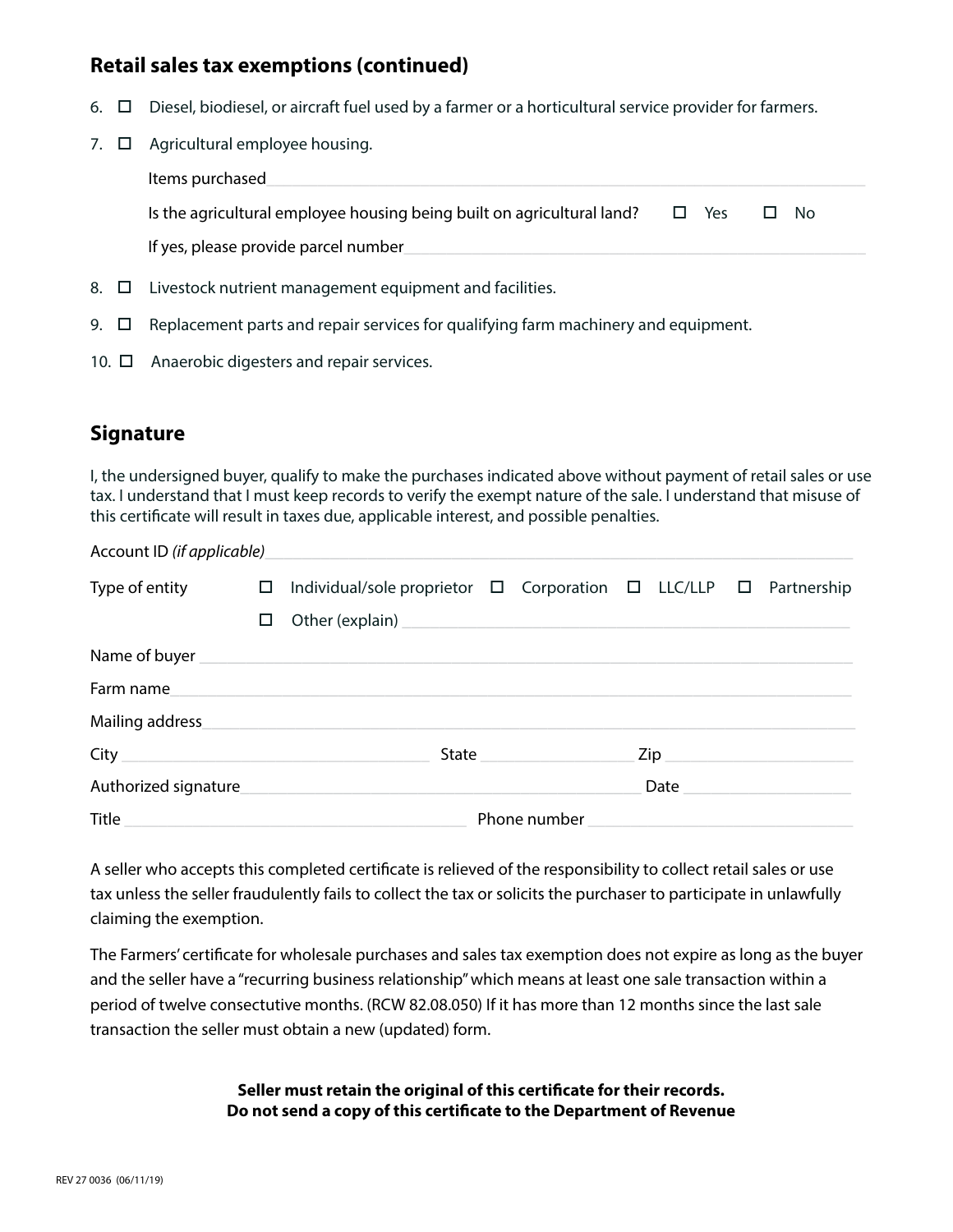## Retail sales tax exemptions (continued)

6. ☐ Diesel, biodiesel, or aircraft fuel used by a farmer or a horticultural service provider for farmers.
7. ☐ Agricultural employee housing.

   Items purchased ____________________

   Is the agricultural employee housing being built on agricultural land? ☐ Yes ☐ No

   If yes, please provide parcel number ____________________

8. ☐ Livestock nutrient management equipment and facilities.
9. ☐ Replacement parts and repair services for qualifying farm machinery and equipment.
10. ☐ Anaerobic digesters and repair services.

## Signature

I, the undersigned buyer, qualify to make the purchases indicated above without payment of retail sales or use tax. I understand that I must keep records to verify the exempt nature of the sale. I understand that misuse of this certificate will result in taxes due, applicable interest, and possible penalties.

Account ID *(if applicable)* ____________________

Type of entity ☐ Individual/sole proprietor ☐ Corporation ☐ LLC/LLP ☐ Partnership

☐ Other (explain) ____________________

Name of buyer ____________________

Farm name ____________________

Mailing address ____________________

City ____________________ State ____________________ Zip ____________________

Authorized signature ____________________ Date ____________________

Title ____________________ Phone number ____________________

A seller who accepts this completed certificate is relieved of the responsibility to collect retail sales or use tax unless the seller fraudulently fails to collect the tax or solicits the purchaser to participate in unlawfully claiming the exemption.

The Farmers' certificate for wholesale purchases and sales tax exemption does not expire as long as the buyer and the seller have a "recurring business relationship" which means at least one sale transaction within a period of twelve consecutive months. (RCW 82.08.050) If it has more than 12 months since the last sale transaction the seller must obtain a new (updated) form.

**Seller must retain the original of this certificate for their records.**
**Do not send a copy of this certificate to the Department of Revenue**

REV 27 0036 (06/11/19)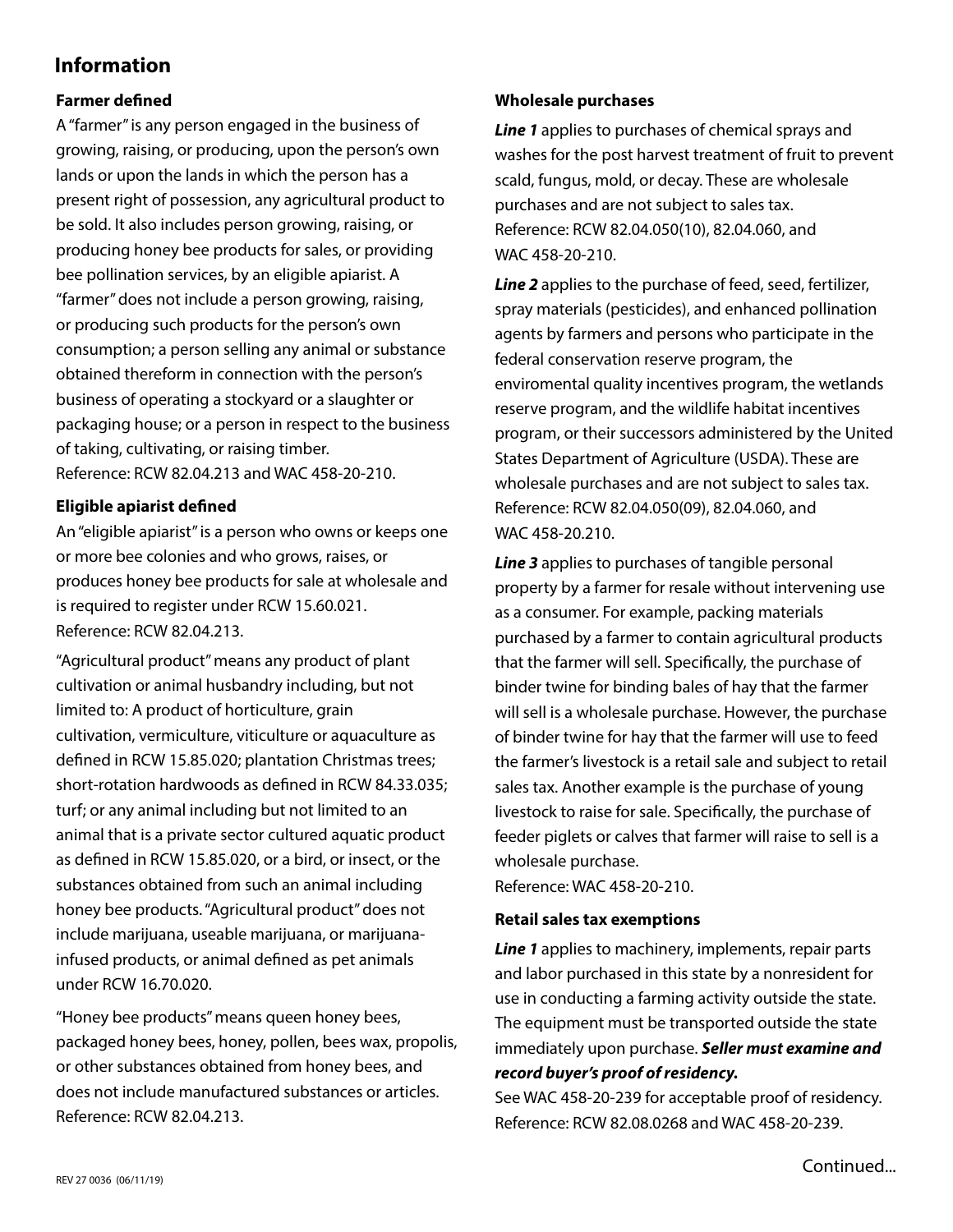## Information

### Farmer defined

A "farmer" is any person engaged in the business of growing, raising, or producing, upon the person's own lands or upon the lands in which the person has a present right of possession, any agricultural product to be sold. It also includes person growing, raising, or producing honey bee products for sales, or providing bee pollination services, by an eligible apiarist. A "farmer" does not include a person growing, raising, or producing such products for the person's own consumption; a person selling any animal or substance obtained therefrom in connection with the person's business of operating a stockyard or a slaughter or packaging house; or a person in respect to the business of taking, cultivating, or raising timber.
Reference: RCW 82.04.213 and WAC 458-20-210.

### Eligible apiarist defined

An "eligible apiarist" is a person who owns or keeps one or more bee colonies and who grows, raises, or produces honey bee products for sale at wholesale and is required to register under RCW 15.60.021.
Reference: RCW 82.04.213.

"Agricultural product" means any product of plant cultivation or animal husbandry including, but not limited to: A product of horticulture, grain cultivation, vermiculture, viticulture or aquaculture as defined in RCW 15.85.020; plantation Christmas trees; short-rotation hardwoods as defined in RCW 84.33.035; turf; or any animal including but not limited to an animal that is a private sector cultured aquatic product as defined in RCW 15.85.020, or a bird, or insect, or the substances obtained from such an animal including honey bee products. "Agricultural product" does not include marijuana, useable marijuana, or marijuana-infused products, or animal defined as pet animals under RCW 16.70.020.

"Honey bee products" means queen honey bees, packaged honey bees, honey, pollen, bees wax, propolis, or other substances obtained from honey bees, and does not include manufactured substances or articles.
Reference: RCW 82.04.213.

### Wholesale purchases

***Line 1*** applies to purchases of chemical sprays and washes for the post harvest treatment of fruit to prevent scald, fungus, mold, or decay. These are wholesale purchases and are not subject to sales tax.
Reference: RCW 82.04.050(10), 82.04.060, and WAC 458-20-210.

***Line 2*** applies to the purchase of feed, seed, fertilizer, spray materials (pesticides), and enhanced pollination agents by farmers and persons who participate in the federal conservation reserve program, the enviromental quality incentives program, the wetlands reserve program, and the wildlife habitat incentives program, or their successors administered by the United States Department of Agriculture (USDA). These are wholesale purchases and are not subject to sales tax.
Reference: RCW 82.04.050(09), 82.04.060, and WAC 458-20.210.

***Line 3*** applies to purchases of tangible personal property by a farmer for resale without intervening use as a consumer. For example, packing materials purchased by a farmer to contain agricultural products that the farmer will sell. Specifically, the purchase of binder twine for binding bales of hay that the farmer will sell is a wholesale purchase. However, the purchase of binder twine for hay that the farmer will use to feed the farmer's livestock is a retail sale and subject to retail sales tax. Another example is the purchase of young livestock to raise for sale. Specifically, the purchase of feeder piglets or calves that farmer will raise to sell is a wholesale purchase.
Reference: WAC 458-20-210.

### Retail sales tax exemptions

***Line 1*** applies to machinery, implements, repair parts and labor purchased in this state by a nonresident for use in conducting a farming activity outside the state. The equipment must be transported outside the state immediately upon purchase. ***Seller must examine and record buyer's proof of residency.***
See WAC 458-20-239 for acceptable proof of residency.
Reference: RCW 82.08.0268 and WAC 458-20-239.

Continued...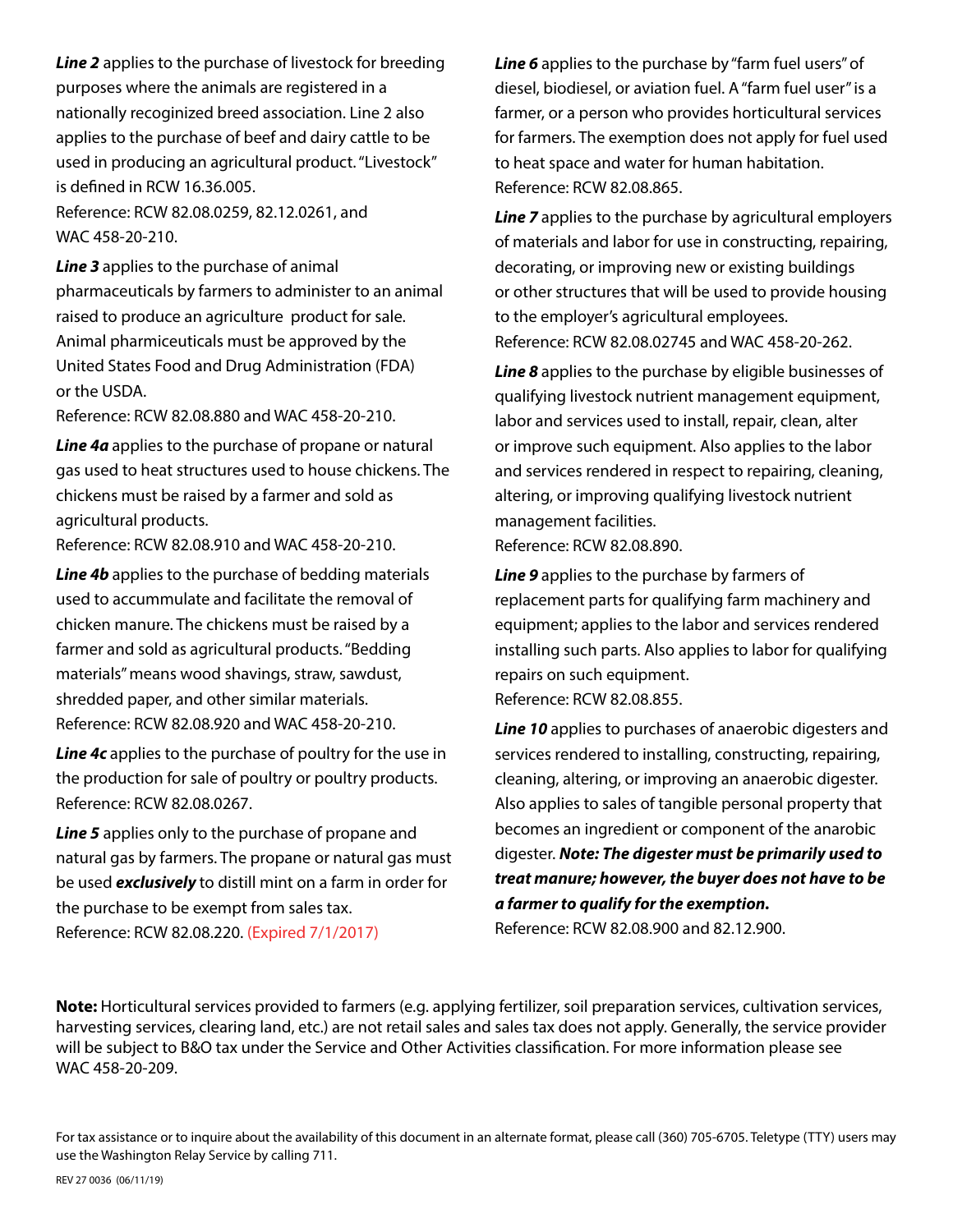***Line 2*** applies to the purchase of livestock for breeding purposes where the animals are registered in a nationally recoginized breed association. Line 2 also applies to the purchase of beef and dairy cattle to be used in producing an agricultural product. "Livestock" is defined in RCW 16.36.005.
Reference: RCW 82.08.0259, 82.12.0261, and WAC 458-20-210.

***Line 3*** applies to the purchase of animal pharmaceuticals by farmers to administer to an animal raised to produce an agriculture product for sale. Animal pharmiceuticals must be approved by the United States Food and Drug Administration (FDA) or the USDA.
Reference: RCW 82.08.880 and WAC 458-20-210.

***Line 4a*** applies to the purchase of propane or natural gas used to heat structures used to house chickens. The chickens must be raised by a farmer and sold as agricultural products.
Reference: RCW 82.08.910 and WAC 458-20-210.

***Line 4b*** applies to the purchase of bedding materials used to accummulate and facilitate the removal of chicken manure. The chickens must be raised by a farmer and sold as agricultural products. "Bedding materials" means wood shavings, straw, sawdust, shredded paper, and other similar materials.
Reference: RCW 82.08.920 and WAC 458-20-210.

***Line 4c*** applies to the purchase of poultry for the use in the production for sale of poultry or poultry products.
Reference: RCW 82.08.0267.

***Line 5*** applies only to the purchase of propane and natural gas by farmers. The propane or natural gas must be used ***exclusively*** to distill mint on a farm in order for the purchase to be exempt from sales tax.
Reference: RCW 82.08.220. (Expired 7/1/2017)

***Line 6*** applies to the purchase by "farm fuel users" of diesel, biodiesel, or aviation fuel. A "farm fuel user" is a farmer, or a person who provides horticultural services for farmers. The exemption does not apply for fuel used to heat space and water for human habitation.
Reference: RCW 82.08.865.

***Line 7*** applies to the purchase by agricultural employers of materials and labor for use in constructing, repairing, decorating, or improving new or existing buildings or other structures that will be used to provide housing to the employer's agricultural employees.
Reference: RCW 82.08.02745 and WAC 458-20-262.

***Line 8*** applies to the purchase by eligible businesses of qualifying livestock nutrient management equipment, labor and services used to install, repair, clean, alter or improve such equipment. Also applies to the labor and services rendered in respect to repairing, cleaning, altering, or improving qualifying livestock nutrient management facilities.
Reference: RCW 82.08.890.

***Line 9*** applies to the purchase by farmers of replacement parts for qualifying farm machinery and equipment; applies to the labor and services rendered installing such parts. Also applies to labor for qualifying repairs on such equipment.
Reference: RCW 82.08.855.

***Line 10*** applies to purchases of anaerobic digesters and services rendered to installing, constructing, repairing, cleaning, altering, or improving an anaerobic digester. Also applies to sales of tangible personal property that becomes an ingredient or component of the anarobic digester. ***Note: The digester must be primarily used to treat manure; however, the buyer does not have to be a farmer to qualify for the exemption.***
Reference: RCW 82.08.900 and 82.12.900.

**Note:** Horticultural services provided to farmers (e.g. applying fertilizer, soil preparation services, cultivation services, harvesting services, clearing land, etc.) are not retail sales and sales tax does not apply. Generally, the service provider will be subject to B&O tax under the Service and Other Activities classification. For more information please see WAC 458-20-209.

For tax assistance or to inquire about the availability of this document in an alternate format, please call (360) 705-6705. Teletype (TTY) users may use the Washington Relay Service by calling 711.

REV 27 0036 (06/11/19)